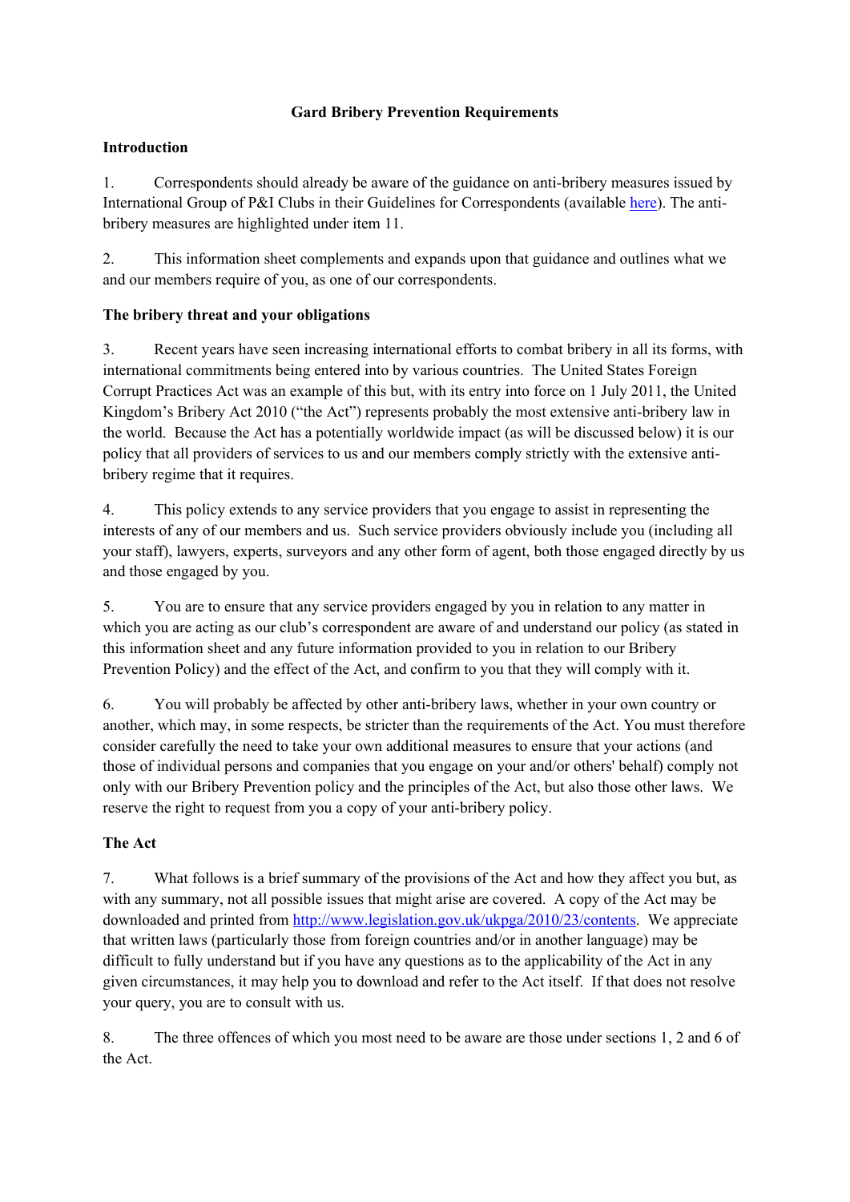# Gard Bribery Prevention Requirements

## Introduction

1. Correspondents should already be aware of the guidance on anti-bribery measures issued by International Group of P&I Clubs in their Guidelines for Correspondents (available here). The anti-bribery measures are highlighted under item 11.

2. This information sheet complements and expands upon that guidance and outlines what we and our members require of you, as one of our correspondents.

## The bribery threat and your obligations

3. Recent years have seen increasing international efforts to combat bribery in all its forms, with international commitments being entered into by various countries. The United States Foreign Corrupt Practices Act was an example of this but, with its entry into force on 1 July 2011, the United Kingdom's Bribery Act 2010 ("the Act") represents probably the most extensive anti-bribery law in the world. Because the Act has a potentially worldwide impact (as will be discussed below) it is our policy that all providers of services to us and our members comply strictly with the extensive anti-bribery regime that it requires.

4. This policy extends to any service providers that you engage to assist in representing the interests of any of our members and us. Such service providers obviously include you (including all your staff), lawyers, experts, surveyors and any other form of agent, both those engaged directly by us and those engaged by you.

5. You are to ensure that any service providers engaged by you in relation to any matter in which you are acting as our club's correspondent are aware of and understand our policy (as stated in this information sheet and any future information provided to you in relation to our Bribery Prevention Policy) and the effect of the Act, and confirm to you that they will comply with it.

6. You will probably be affected by other anti-bribery laws, whether in your own country or another, which may, in some respects, be stricter than the requirements of the Act. You must therefore consider carefully the need to take your own additional measures to ensure that your actions (and those of individual persons and companies that you engage on your and/or others' behalf) comply not only with our Bribery Prevention policy and the principles of the Act, but also those other laws. We reserve the right to request from you a copy of your anti-bribery policy.

## The Act

7. What follows is a brief summary of the provisions of the Act and how they affect you but, as with any summary, not all possible issues that might arise are covered. A copy of the Act may be downloaded and printed from http://www.legislation.gov.uk/ukpga/2010/23/contents. We appreciate that written laws (particularly those from foreign countries and/or in another language) may be difficult to fully understand but if you have any questions as to the applicability of the Act in any given circumstances, it may help you to download and refer to the Act itself. If that does not resolve your query, you are to consult with us.

8. The three offences of which you most need to be aware are those under sections 1, 2 and 6 of the Act.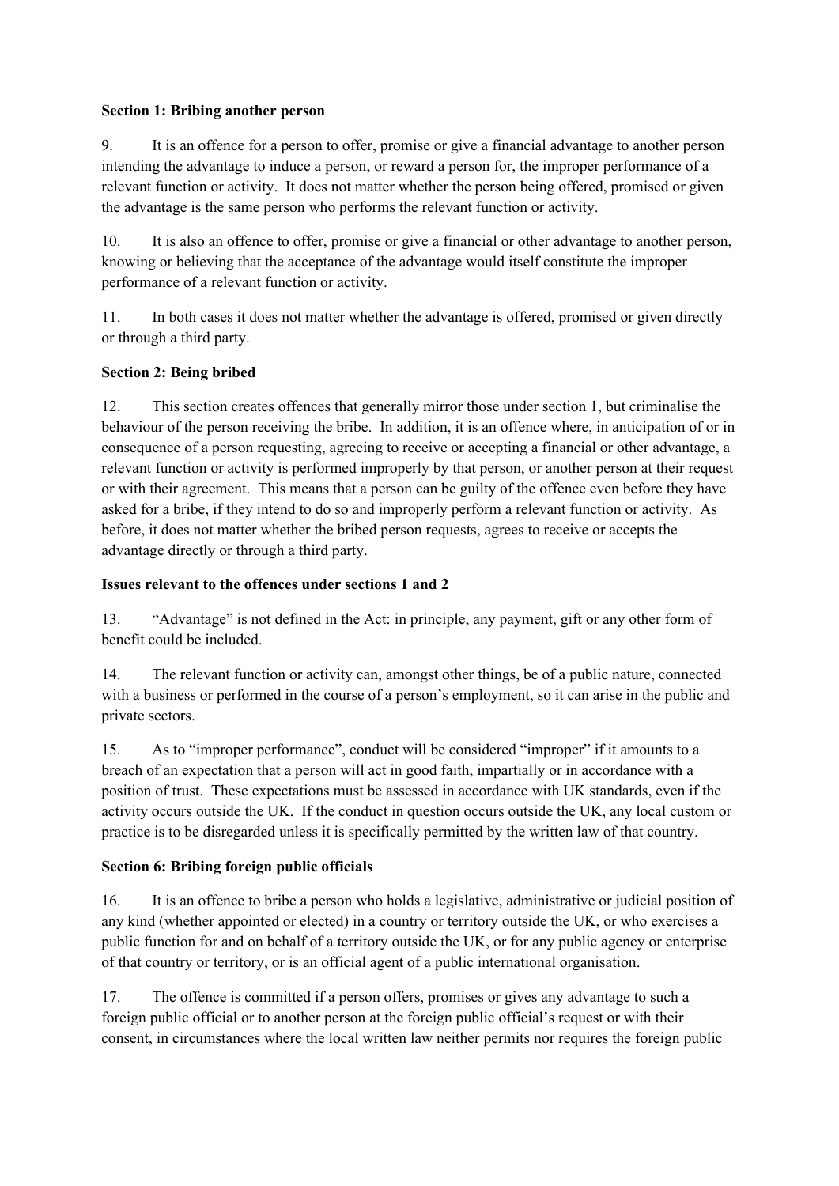**Section 1: Bribing another person**

9. It is an offence for a person to offer, promise or give a financial advantage to another person intending the advantage to induce a person, or reward a person for, the improper performance of a relevant function or activity. It does not matter whether the person being offered, promised or given the advantage is the same person who performs the relevant function or activity.

10. It is also an offence to offer, promise or give a financial or other advantage to another person, knowing or believing that the acceptance of the advantage would itself constitute the improper performance of a relevant function or activity.

11. In both cases it does not matter whether the advantage is offered, promised or given directly or through a third party.

**Section 2: Being bribed**

12. This section creates offences that generally mirror those under section 1, but criminalise the behaviour of the person receiving the bribe. In addition, it is an offence where, in anticipation of or in consequence of a person requesting, agreeing to receive or accepting a financial or other advantage, a relevant function or activity is performed improperly by that person, or another person at their request or with their agreement. This means that a person can be guilty of the offence even before they have asked for a bribe, if they intend to do so and improperly perform a relevant function or activity. As before, it does not matter whether the bribed person requests, agrees to receive or accepts the advantage directly or through a third party.

**Issues relevant to the offences under sections 1 and 2**

13. "Advantage" is not defined in the Act: in principle, any payment, gift or any other form of benefit could be included.

14. The relevant function or activity can, amongst other things, be of a public nature, connected with a business or performed in the course of a person's employment, so it can arise in the public and private sectors.

15. As to "improper performance", conduct will be considered "improper" if it amounts to a breach of an expectation that a person will act in good faith, impartially or in accordance with a position of trust. These expectations must be assessed in accordance with UK standards, even if the activity occurs outside the UK. If the conduct in question occurs outside the UK, any local custom or practice is to be disregarded unless it is specifically permitted by the written law of that country.

**Section 6: Bribing foreign public officials**

16. It is an offence to bribe a person who holds a legislative, administrative or judicial position of any kind (whether appointed or elected) in a country or territory outside the UK, or who exercises a public function for and on behalf of a territory outside the UK, or for any public agency or enterprise of that country or territory, or is an official agent of a public international organisation.

17. The offence is committed if a person offers, promises or gives any advantage to such a foreign public official or to another person at the foreign public official's request or with their consent, in circumstances where the local written law neither permits nor requires the foreign public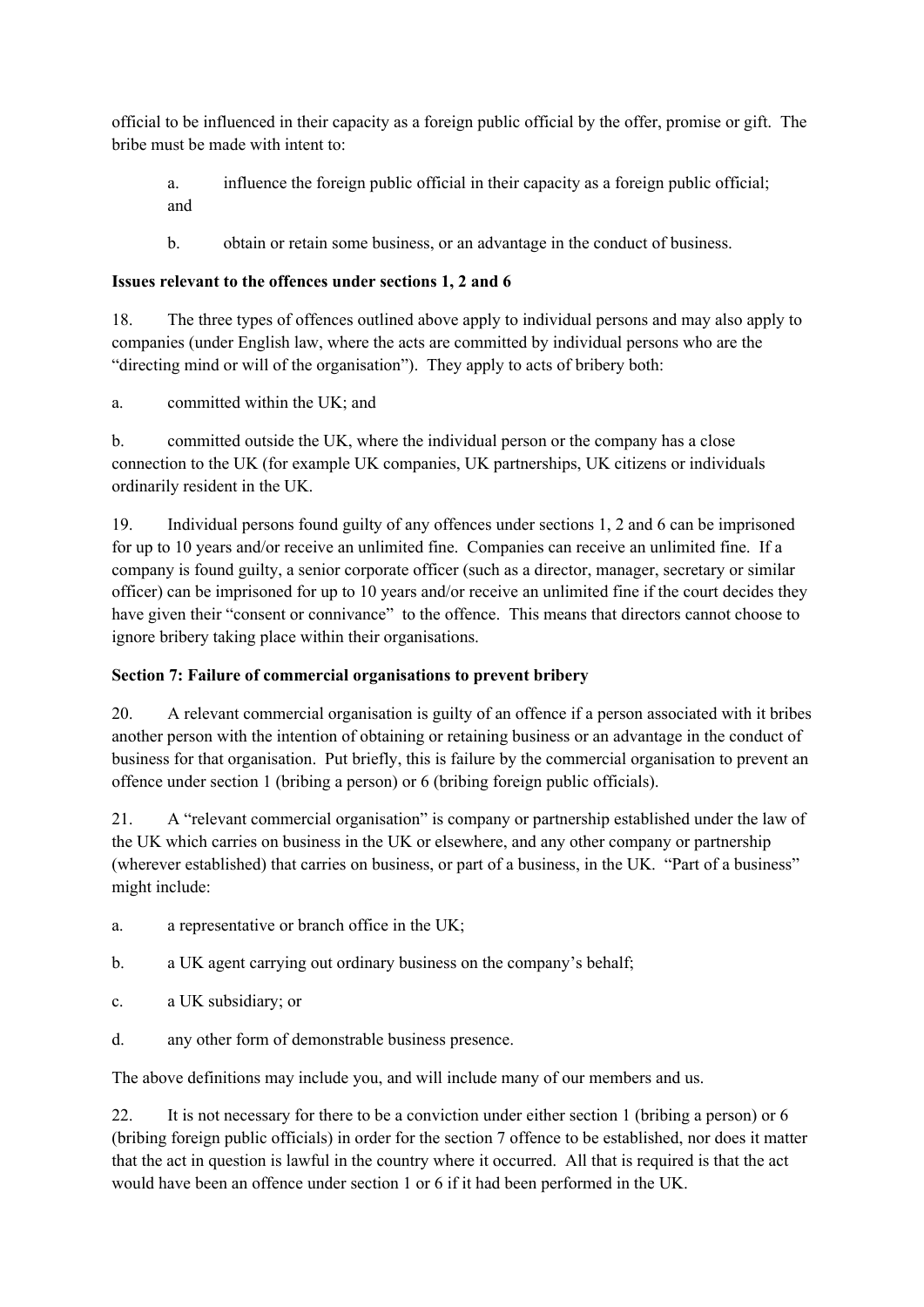official to be influenced in their capacity as a foreign public official by the offer, promise or gift. The bribe must be made with intent to:

a. influence the foreign public official in their capacity as a foreign public official; and

b. obtain or retain some business, or an advantage in the conduct of business.

**Issues relevant to the offences under sections 1, 2 and 6**

18. The three types of offences outlined above apply to individual persons and may also apply to companies (under English law, where the acts are committed by individual persons who are the "directing mind or will of the organisation"). They apply to acts of bribery both:

a. committed within the UK; and

b. committed outside the UK, where the individual person or the company has a close connection to the UK (for example UK companies, UK partnerships, UK citizens or individuals ordinarily resident in the UK.

19. Individual persons found guilty of any offences under sections 1, 2 and 6 can be imprisoned for up to 10 years and/or receive an unlimited fine. Companies can receive an unlimited fine. If a company is found guilty, a senior corporate officer (such as a director, manager, secretary or similar officer) can be imprisoned for up to 10 years and/or receive an unlimited fine if the court decides they have given their "consent or connivance" to the offence. This means that directors cannot choose to ignore bribery taking place within their organisations.

**Section 7: Failure of commercial organisations to prevent bribery**

20. A relevant commercial organisation is guilty of an offence if a person associated with it bribes another person with the intention of obtaining or retaining business or an advantage in the conduct of business for that organisation. Put briefly, this is failure by the commercial organisation to prevent an offence under section 1 (bribing a person) or 6 (bribing foreign public officials).

21. A "relevant commercial organisation" is company or partnership established under the law of the UK which carries on business in the UK or elsewhere, and any other company or partnership (wherever established) that carries on business, or part of a business, in the UK. "Part of a business" might include:

a. a representative or branch office in the UK;

b. a UK agent carrying out ordinary business on the company's behalf;

c. a UK subsidiary; or

d. any other form of demonstrable business presence.

The above definitions may include you, and will include many of our members and us.

22. It is not necessary for there to be a conviction under either section 1 (bribing a person) or 6 (bribing foreign public officials) in order for the section 7 offence to be established, nor does it matter that the act in question is lawful in the country where it occurred. All that is required is that the act would have been an offence under section 1 or 6 if it had been performed in the UK.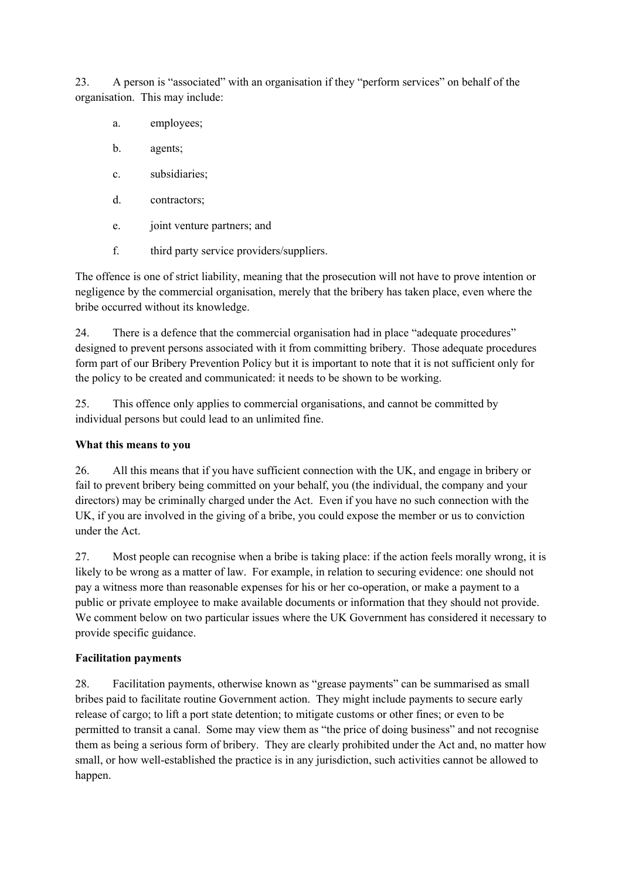23. A person is "associated" with an organisation if they "perform services" on behalf of the organisation. This may include:

a. employees;

b. agents;

c. subsidiaries;

d. contractors;

e. joint venture partners; and

f. third party service providers/suppliers.

The offence is one of strict liability, meaning that the prosecution will not have to prove intention or negligence by the commercial organisation, merely that the bribery has taken place, even where the bribe occurred without its knowledge.

24. There is a defence that the commercial organisation had in place "adequate procedures" designed to prevent persons associated with it from committing bribery. Those adequate procedures form part of our Bribery Prevention Policy but it is important to note that it is not sufficient only for the policy to be created and communicated: it needs to be shown to be working.

25. This offence only applies to commercial organisations, and cannot be committed by individual persons but could lead to an unlimited fine.

**What this means to you**

26. All this means that if you have sufficient connection with the UK, and engage in bribery or fail to prevent bribery being committed on your behalf, you (the individual, the company and your directors) may be criminally charged under the Act. Even if you have no such connection with the UK, if you are involved in the giving of a bribe, you could expose the member or us to conviction under the Act.

27. Most people can recognise when a bribe is taking place: if the action feels morally wrong, it is likely to be wrong as a matter of law. For example, in relation to securing evidence: one should not pay a witness more than reasonable expenses for his or her co-operation, or make a payment to a public or private employee to make available documents or information that they should not provide. We comment below on two particular issues where the UK Government has considered it necessary to provide specific guidance.

**Facilitation payments**

28. Facilitation payments, otherwise known as "grease payments" can be summarised as small bribes paid to facilitate routine Government action. They might include payments to secure early release of cargo; to lift a port state detention; to mitigate customs or other fines; or even to be permitted to transit a canal. Some may view them as "the price of doing business" and not recognise them as being a serious form of bribery. They are clearly prohibited under the Act and, no matter how small, or how well-established the practice is in any jurisdiction, such activities cannot be allowed to happen.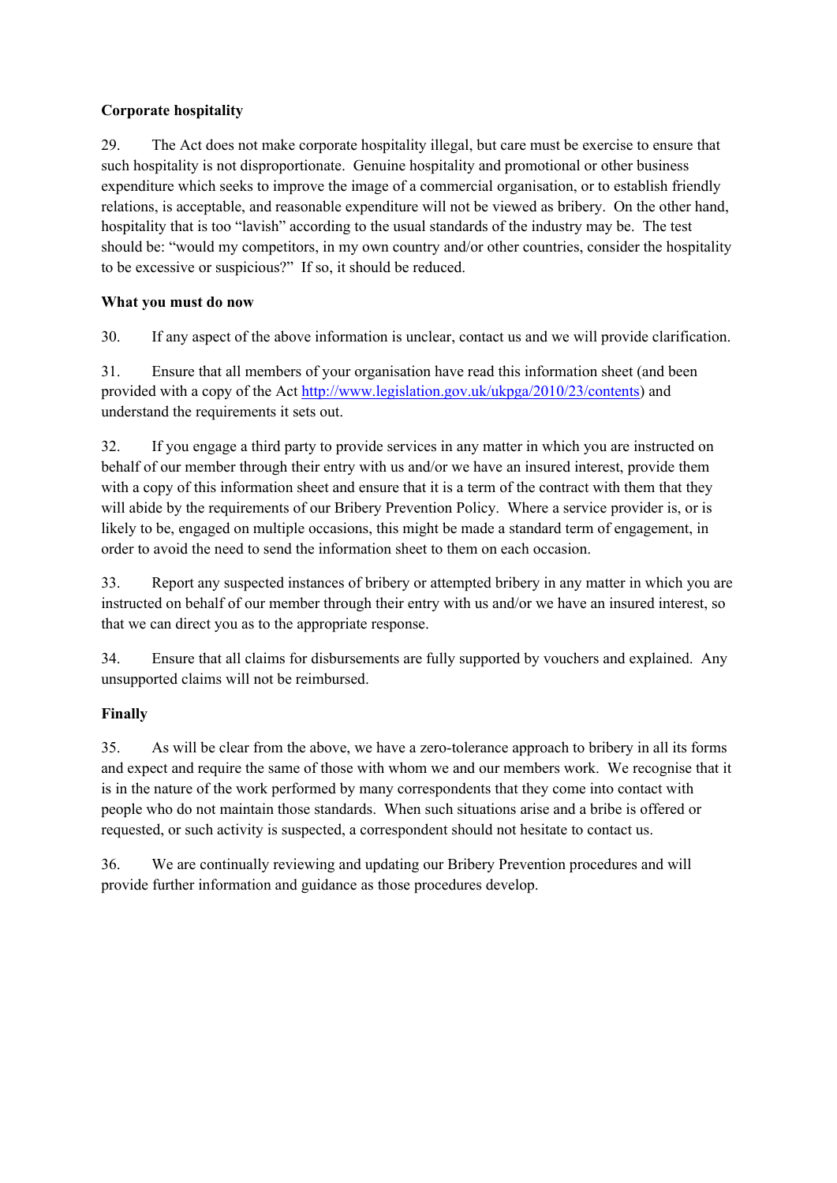**Corporate hospitality**

29. The Act does not make corporate hospitality illegal, but care must be exercise to ensure that such hospitality is not disproportionate. Genuine hospitality and promotional or other business expenditure which seeks to improve the image of a commercial organisation, or to establish friendly relations, is acceptable, and reasonable expenditure will not be viewed as bribery. On the other hand, hospitality that is too "lavish" according to the usual standards of the industry may be. The test should be: "would my competitors, in my own country and/or other countries, consider the hospitality to be excessive or suspicious?" If so, it should be reduced.

**What you must do now**

30. If any aspect of the above information is unclear, contact us and we will provide clarification.

31. Ensure that all members of your organisation have read this information sheet (and been provided with a copy of the Act [http://www.legislation.gov.uk/ukpga/2010/23/contents](http://www.legislation.gov.uk/ukpga/2010/23/contents)) and understand the requirements it sets out.

32. If you engage a third party to provide services in any matter in which you are instructed on behalf of our member through their entry with us and/or we have an insured interest, provide them with a copy of this information sheet and ensure that it is a term of the contract with them that they will abide by the requirements of our Bribery Prevention Policy. Where a service provider is, or is likely to be, engaged on multiple occasions, this might be made a standard term of engagement, in order to avoid the need to send the information sheet to them on each occasion.

33. Report any suspected instances of bribery or attempted bribery in any matter in which you are instructed on behalf of our member through their entry with us and/or we have an insured interest, so that we can direct you as to the appropriate response.

34. Ensure that all claims for disbursements are fully supported by vouchers and explained. Any unsupported claims will not be reimbursed.

**Finally**

35. As will be clear from the above, we have a zero-tolerance approach to bribery in all its forms and expect and require the same of those with whom we and our members work. We recognise that it is in the nature of the work performed by many correspondents that they come into contact with people who do not maintain those standards. When such situations arise and a bribe is offered or requested, or such activity is suspected, a correspondent should not hesitate to contact us.

36. We are continually reviewing and updating our Bribery Prevention procedures and will provide further information and guidance as those procedures develop.